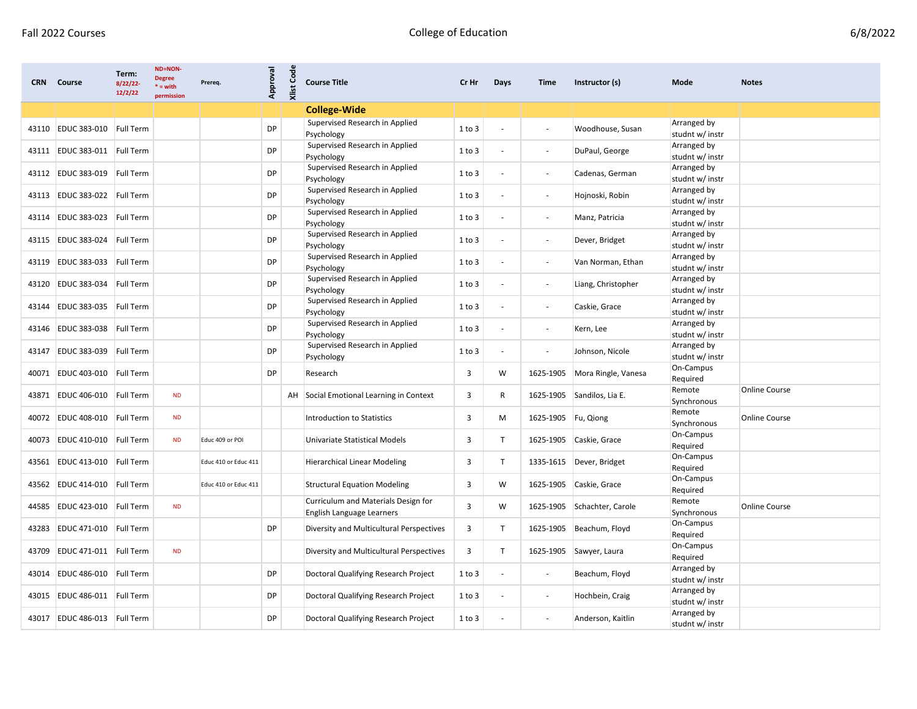Fall 2022 Courses — College of Education — 6/8/2022

| CRN | Course | Term: 8/22/22-12/2/22 | ND=NON-Degree * = with permission | Prereq. | Approval | Xlist Code | Course Title | Cr Hr | Days | Time | Instructor (s) | Mode | Notes |
|---|---|---|---|---|---|---|---|---|---|---|---|---|---|
| | | | | | | | **College-Wide** | | | | | | |
| 43110 | EDUC 383-010 | Full Term | | | DP | | Supervised Research in Applied Psychology | 1 to 3 | - | - | Woodhouse, Susan | Arranged by studnt w/ instr | |
| 43111 | EDUC 383-011 | Full Term | | | DP | | Supervised Research in Applied Psychology | 1 to 3 | - | - | DuPaul, George | Arranged by studnt w/ instr | |
| 43112 | EDUC 383-019 | Full Term | | | DP | | Supervised Research in Applied Psychology | 1 to 3 | - | - | Cadenas, German | Arranged by studnt w/ instr | |
| 43113 | EDUC 383-022 | Full Term | | | DP | | Supervised Research in Applied Psychology | 1 to 3 | - | - | Hojnoski, Robin | Arranged by studnt w/ instr | |
| 43114 | EDUC 383-023 | Full Term | | | DP | | Supervised Research in Applied Psychology | 1 to 3 | - | - | Manz, Patricia | Arranged by studnt w/ instr | |
| 43115 | EDUC 383-024 | Full Term | | | DP | | Supervised Research in Applied Psychology | 1 to 3 | - | - | Dever, Bridget | Arranged by studnt w/ instr | |
| 43119 | EDUC 383-033 | Full Term | | | DP | | Supervised Research in Applied Psychology | 1 to 3 | - | - | Van Norman, Ethan | Arranged by studnt w/ instr | |
| 43120 | EDUC 383-034 | Full Term | | | DP | | Supervised Research in Applied Psychology | 1 to 3 | - | - | Liang, Christopher | Arranged by studnt w/ instr | |
| 43144 | EDUC 383-035 | Full Term | | | DP | | Supervised Research in Applied Psychology | 1 to 3 | - | - | Caskie, Grace | Arranged by studnt w/ instr | |
| 43146 | EDUC 383-038 | Full Term | | | DP | | Supervised Research in Applied Psychology | 1 to 3 | - | - | Kern, Lee | Arranged by studnt w/ instr | |
| 43147 | EDUC 383-039 | Full Term | | | DP | | Supervised Research in Applied Psychology | 1 to 3 | - | - | Johnson, Nicole | Arranged by studnt w/ instr | |
| 40071 | EDUC 403-010 | Full Term | | | DP | | Research | 3 | W | 1625-1905 | Mora Ringle, Vanesa | On-Campus Required | |
| 43871 | EDUC 406-010 | Full Term | ND | | | AH | Social Emotional Learning in Context | 3 | R | 1625-1905 | Sandilos, Lia E. | Remote Synchronous | Online Course |
| 40072 | EDUC 408-010 | Full Term | ND | | | | Introduction to Statistics | 3 | M | 1625-1905 | Fu, Qiong | Remote Synchronous | Online Course |
| 40073 | EDUC 410-010 | Full Term | ND | Educ 409 or POI | | | Univariate Statistical Models | 3 | T | 1625-1905 | Caskie, Grace | On-Campus Required | |
| 43561 | EDUC 413-010 | Full Term | | Educ 410 or Educ 411 | | | Hierarchical Linear Modeling | 3 | T | 1335-1615 | Dever, Bridget | On-Campus Required | |
| 43562 | EDUC 414-010 | Full Term | | Educ 410 or Educ 411 | | | Structural Equation Modeling | 3 | W | 1625-1905 | Caskie, Grace | On-Campus Required | |
| 44585 | EDUC 423-010 | Full Term | ND | | | | Curriculum and Materials Design for English Language Learners | 3 | W | 1625-1905 | Schachter, Carole | Remote Synchronous | Online Course |
| 43283 | EDUC 471-010 | Full Term | | | DP | | Diversity and Multicultural Perspectives | 3 | T | 1625-1905 | Beachum, Floyd | On-Campus Required | |
| 43709 | EDUC 471-011 | Full Term | ND | | | | Diversity and Multicultural Perspectives | 3 | T | 1625-1905 | Sawyer, Laura | On-Campus Required | |
| 43014 | EDUC 486-010 | Full Term | | | DP | | Doctoral Qualifying Research Project | 1 to 3 | - | - | Beachum, Floyd | Arranged by studnt w/ instr | |
| 43015 | EDUC 486-011 | Full Term | | | DP | | Doctoral Qualifying Research Project | 1 to 3 | - | - | Hochbein, Craig | Arranged by studnt w/ instr | |
| 43017 | EDUC 486-013 | Full Term | | | DP | | Doctoral Qualifying Research Project | 1 to 3 | - | - | Anderson, Kaitlin | Arranged by studnt w/ instr | |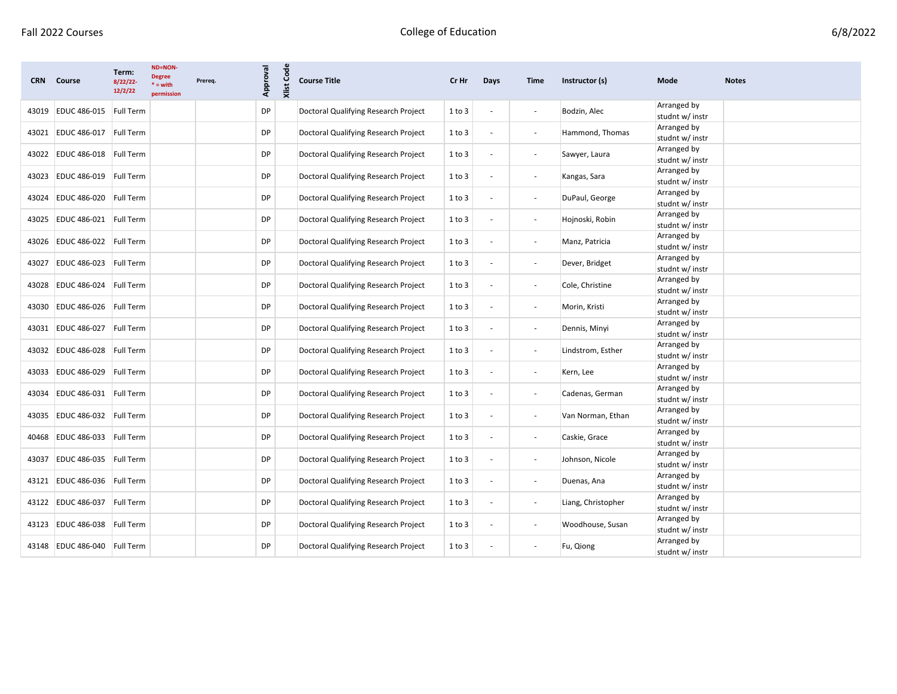| CRN | Course | Term: 8/22/22-12/2/22 | ND=NON-Degree * = with permission | Prereq. | Approval | Xlist Code | Course Title | Cr Hr | Days | Time | Instructor (s) | Mode | Notes |
|---|---|---|---|---|---|---|---|---|---|---|---|---|---|
| 43019 | EDUC 486-015 | Full Term | | | DP | | Doctoral Qualifying Research Project | 1 to 3 | - | - | Bodzin, Alec | Arranged by studnt w/ instr | |
| 43021 | EDUC 486-017 | Full Term | | | DP | | Doctoral Qualifying Research Project | 1 to 3 | - | - | Hammond, Thomas | Arranged by studnt w/ instr | |
| 43022 | EDUC 486-018 | Full Term | | | DP | | Doctoral Qualifying Research Project | 1 to 3 | - | - | Sawyer, Laura | Arranged by studnt w/ instr | |
| 43023 | EDUC 486-019 | Full Term | | | DP | | Doctoral Qualifying Research Project | 1 to 3 | - | - | Kangas, Sara | Arranged by studnt w/ instr | |
| 43024 | EDUC 486-020 | Full Term | | | DP | | Doctoral Qualifying Research Project | 1 to 3 | - | - | DuPaul, George | Arranged by studnt w/ instr | |
| 43025 | EDUC 486-021 | Full Term | | | DP | | Doctoral Qualifying Research Project | 1 to 3 | - | - | Hojnoski, Robin | Arranged by studnt w/ instr | |
| 43026 | EDUC 486-022 | Full Term | | | DP | | Doctoral Qualifying Research Project | 1 to 3 | - | - | Manz, Patricia | Arranged by studnt w/ instr | |
| 43027 | EDUC 486-023 | Full Term | | | DP | | Doctoral Qualifying Research Project | 1 to 3 | - | - | Dever, Bridget | Arranged by studnt w/ instr | |
| 43028 | EDUC 486-024 | Full Term | | | DP | | Doctoral Qualifying Research Project | 1 to 3 | - | - | Cole, Christine | Arranged by studnt w/ instr | |
| 43030 | EDUC 486-026 | Full Term | | | DP | | Doctoral Qualifying Research Project | 1 to 3 | - | - | Morin, Kristi | Arranged by studnt w/ instr | |
| 43031 | EDUC 486-027 | Full Term | | | DP | | Doctoral Qualifying Research Project | 1 to 3 | - | - | Dennis, Minyi | Arranged by studnt w/ instr | |
| 43032 | EDUC 486-028 | Full Term | | | DP | | Doctoral Qualifying Research Project | 1 to 3 | - | - | Lindstrom, Esther | Arranged by studnt w/ instr | |
| 43033 | EDUC 486-029 | Full Term | | | DP | | Doctoral Qualifying Research Project | 1 to 3 | - | - | Kern, Lee | Arranged by studnt w/ instr | |
| 43034 | EDUC 486-031 | Full Term | | | DP | | Doctoral Qualifying Research Project | 1 to 3 | - | - | Cadenas, German | Arranged by studnt w/ instr | |
| 43035 | EDUC 486-032 | Full Term | | | DP | | Doctoral Qualifying Research Project | 1 to 3 | - | - | Van Norman, Ethan | Arranged by studnt w/ instr | |
| 40468 | EDUC 486-033 | Full Term | | | DP | | Doctoral Qualifying Research Project | 1 to 3 | - | - | Caskie, Grace | Arranged by studnt w/ instr | |
| 43037 | EDUC 486-035 | Full Term | | | DP | | Doctoral Qualifying Research Project | 1 to 3 | - | - | Johnson, Nicole | Arranged by studnt w/ instr | |
| 43121 | EDUC 486-036 | Full Term | | | DP | | Doctoral Qualifying Research Project | 1 to 3 | - | - | Duenas, Ana | Arranged by studnt w/ instr | |
| 43122 | EDUC 486-037 | Full Term | | | DP | | Doctoral Qualifying Research Project | 1 to 3 | - | - | Liang, Christopher | Arranged by studnt w/ instr | |
| 43123 | EDUC 486-038 | Full Term | | | DP | | Doctoral Qualifying Research Project | 1 to 3 | - | - | Woodhouse, Susan | Arranged by studnt w/ instr | |
| 43148 | EDUC 486-040 | Full Term | | | DP | | Doctoral Qualifying Research Project | 1 to 3 | - | - | Fu, Qiong | Arranged by studnt w/ instr | |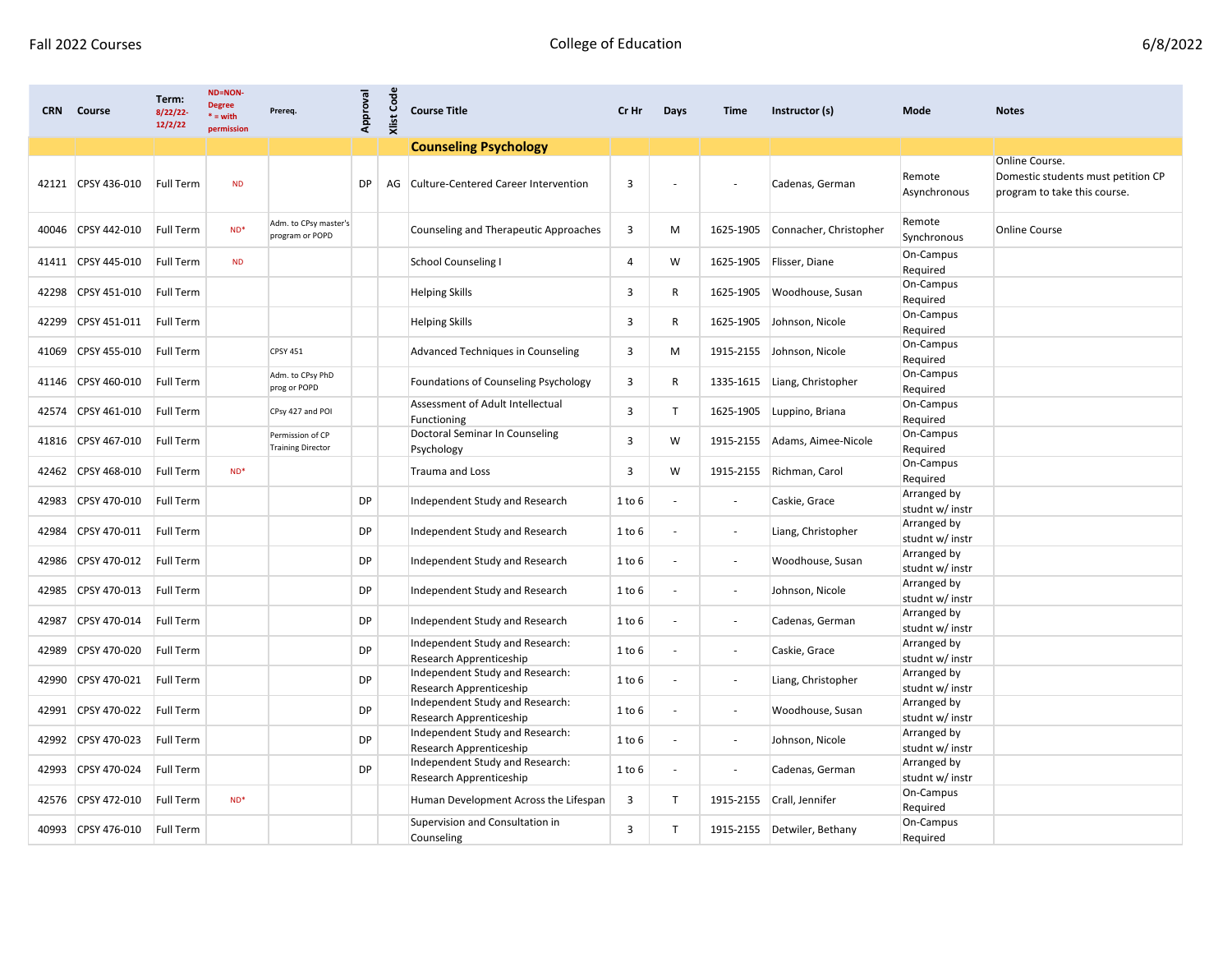Fall 2022 Courses — College of Education — 6/8/2022

| CRN | Course | Term: 8/22/22-12/2/22 | ND=NON-Degree * = with permission | Prereq. | Approval | Xlist Code | Course Title | Cr Hr | Days | Time | Instructor (s) | Mode | Notes |
|---|---|---|---|---|---|---|---|---|---|---|---|---|---|
| | | | | | | | **Counseling Psychology** | | | | | | |
| 42121 | CPSY 436-010 | Full Term | ND | | DP | AG | Culture-Centered Career Intervention | 3 | - | - | Cadenas, German | Remote Asynchronous | Online Course. Domestic students must petition CP program to take this course. |
| 40046 | CPSY 442-010 | Full Term | ND* | Adm. to CPsy master's program or POPD | | | Counseling and Therapeutic Approaches | 3 | M | 1625-1905 | Connacher, Christopher | Remote Synchronous | Online Course |
| 41411 | CPSY 445-010 | Full Term | ND | | | | School Counseling I | 4 | W | 1625-1905 | Flisser, Diane | On-Campus Required | |
| 42298 | CPSY 451-010 | Full Term | | | | | Helping Skills | 3 | R | 1625-1905 | Woodhouse, Susan | On-Campus Required | |
| 42299 | CPSY 451-011 | Full Term | | | | | Helping Skills | 3 | R | 1625-1905 | Johnson, Nicole | On-Campus Required | |
| 41069 | CPSY 455-010 | Full Term | | CPSY 451 | | | Advanced Techniques in Counseling | 3 | M | 1915-2155 | Johnson, Nicole | On-Campus Required | |
| 41146 | CPSY 460-010 | Full Term | | Adm. to CPsy PhD prog or POPD | | | Foundations of Counseling Psychology | 3 | R | 1335-1615 | Liang, Christopher | On-Campus Required | |
| 42574 | CPSY 461-010 | Full Term | | CPsy 427 and POI | | | Assessment of Adult Intellectual Functioning | 3 | T | 1625-1905 | Luppino, Briana | On-Campus Required | |
| 41816 | CPSY 467-010 | Full Term | | Permission of CP Training Director | | | Doctoral Seminar In Counseling Psychology | 3 | W | 1915-2155 | Adams, Aimee-Nicole | On-Campus Required | |
| 42462 | CPSY 468-010 | Full Term | ND* | | | | Trauma and Loss | 3 | W | 1915-2155 | Richman, Carol | On-Campus Required | |
| 42983 | CPSY 470-010 | Full Term | | | DP | | Independent Study and Research | 1 to 6 | - | - | Caskie, Grace | Arranged by studnt w/ instr | |
| 42984 | CPSY 470-011 | Full Term | | | DP | | Independent Study and Research | 1 to 6 | - | - | Liang, Christopher | Arranged by studnt w/ instr | |
| 42986 | CPSY 470-012 | Full Term | | | DP | | Independent Study and Research | 1 to 6 | - | - | Woodhouse, Susan | Arranged by studnt w/ instr | |
| 42985 | CPSY 470-013 | Full Term | | | DP | | Independent Study and Research | 1 to 6 | - | - | Johnson, Nicole | Arranged by studnt w/ instr | |
| 42987 | CPSY 470-014 | Full Term | | | DP | | Independent Study and Research | 1 to 6 | - | - | Cadenas, German | Arranged by studnt w/ instr | |
| 42989 | CPSY 470-020 | Full Term | | | DP | | Independent Study and Research: Research Apprenticeship | 1 to 6 | - | - | Caskie, Grace | Arranged by studnt w/ instr | |
| 42990 | CPSY 470-021 | Full Term | | | DP | | Independent Study and Research: Research Apprenticeship | 1 to 6 | - | - | Liang, Christopher | Arranged by studnt w/ instr | |
| 42991 | CPSY 470-022 | Full Term | | | DP | | Independent Study and Research: Research Apprenticeship | 1 to 6 | - | - | Woodhouse, Susan | Arranged by studnt w/ instr | |
| 42992 | CPSY 470-023 | Full Term | | | DP | | Independent Study and Research: Research Apprenticeship | 1 to 6 | - | - | Johnson, Nicole | Arranged by studnt w/ instr | |
| 42993 | CPSY 470-024 | Full Term | | | DP | | Independent Study and Research: Research Apprenticeship | 1 to 6 | - | - | Cadenas, German | Arranged by studnt w/ instr | |
| 42576 | CPSY 472-010 | Full Term | ND* | | | | Human Development Across the Lifespan | 3 | T | 1915-2155 | Crall, Jennifer | On-Campus Required | |
| 40993 | CPSY 476-010 | Full Term | | | | | Supervision and Consultation in Counseling | 3 | T | 1915-2155 | Detwiler, Bethany | On-Campus Required | |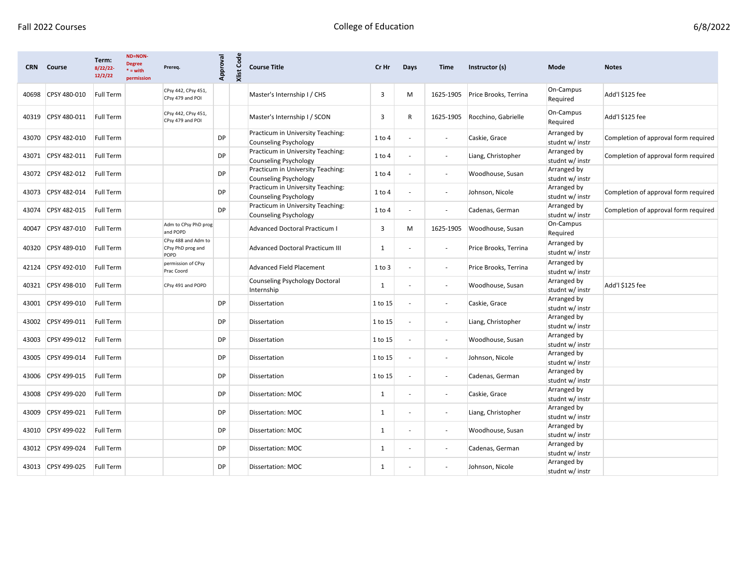| CRN | Course | Term: 8/22/22-12/2/22 | ND=NON-Degree * = with permission | Prereq. | Approval | Xlist Code | Course Title | Cr Hr | Days | Time | Instructor (s) | Mode | Notes |
|---|---|---|---|---|---|---|---|---|---|---|---|---|---|
| 40698 | CPSY 480-010 | Full Term | | CPsy 442, CPsy 451, CPsy 479 and POI | | | Master's Internship I / CHS | 3 | M | 1625-1905 | Price Brooks, Terrina | On-Campus Required | Add'l $125 fee |
| 40319 | CPSY 480-011 | Full Term | | CPsy 442, CPsy 451, CPsy 479 and POI | | | Master's Internship I / SCON | 3 | R | 1625-1905 | Rocchino, Gabrielle | On-Campus Required | Add'l $125 fee |
| 43070 | CPSY 482-010 | Full Term | | | DP | | Practicum in University Teaching: Counseling Psychology | 1 to 4 | - | - | Caskie, Grace | Arranged by studnt w/ instr | Completion of approval form required |
| 43071 | CPSY 482-011 | Full Term | | | DP | | Practicum in University Teaching: Counseling Psychology | 1 to 4 | - | - | Liang, Christopher | Arranged by studnt w/ instr | Completion of approval form required |
| 43072 | CPSY 482-012 | Full Term | | | DP | | Practicum in University Teaching: Counseling Psychology | 1 to 4 | - | - | Woodhouse, Susan | Arranged by studnt w/ instr | |
| 43073 | CPSY 482-014 | Full Term | | | DP | | Practicum in University Teaching: Counseling Psychology | 1 to 4 | - | - | Johnson, Nicole | Arranged by studnt w/ instr | Completion of approval form required |
| 43074 | CPSY 482-015 | Full Term | | | DP | | Practicum in University Teaching: Counseling Psychology | 1 to 4 | - | - | Cadenas, German | Arranged by studnt w/ instr | Completion of approval form required |
| 40047 | CPSY 487-010 | Full Term | | Adm to CPsy PhD prog and POPD | | | Advanced Doctoral Practicum I | 3 | M | 1625-1905 | Woodhouse, Susan | On-Campus Required | |
| 40320 | CPSY 489-010 | Full Term | | CPsy 488 and Adm to CPsy PhD prog and POPD | | | Advanced Doctoral Practicum III | 1 | - | - | Price Brooks, Terrina | Arranged by studnt w/ instr | |
| 42124 | CPSY 492-010 | Full Term | | permission of CPsy Prac Coord | | | Advanced Field Placement | 1 to 3 | - | - | Price Brooks, Terrina | Arranged by studnt w/ instr | |
| 40321 | CPSY 498-010 | Full Term | | CPsy 491 and POPD | | | Counseling Psychology Doctoral Internship | 1 | - | - | Woodhouse, Susan | Arranged by studnt w/ instr | Add'l $125 fee |
| 43001 | CPSY 499-010 | Full Term | | | DP | | Dissertation | 1 to 15 | - | - | Caskie, Grace | Arranged by studnt w/ instr | |
| 43002 | CPSY 499-011 | Full Term | | | DP | | Dissertation | 1 to 15 | - | - | Liang, Christopher | Arranged by studnt w/ instr | |
| 43003 | CPSY 499-012 | Full Term | | | DP | | Dissertation | 1 to 15 | - | - | Woodhouse, Susan | Arranged by studnt w/ instr | |
| 43005 | CPSY 499-014 | Full Term | | | DP | | Dissertation | 1 to 15 | - | - | Johnson, Nicole | Arranged by studnt w/ instr | |
| 43006 | CPSY 499-015 | Full Term | | | DP | | Dissertation | 1 to 15 | - | - | Cadenas, German | Arranged by studnt w/ instr | |
| 43008 | CPSY 499-020 | Full Term | | | DP | | Dissertation: MOC | 1 | - | - | Caskie, Grace | Arranged by studnt w/ instr | |
| 43009 | CPSY 499-021 | Full Term | | | DP | | Dissertation: MOC | 1 | - | - | Liang, Christopher | Arranged by studnt w/ instr | |
| 43010 | CPSY 499-022 | Full Term | | | DP | | Dissertation: MOC | 1 | - | - | Woodhouse, Susan | Arranged by studnt w/ instr | |
| 43012 | CPSY 499-024 | Full Term | | | DP | | Dissertation: MOC | 1 | - | - | Cadenas, German | Arranged by studnt w/ instr | |
| 43013 | CPSY 499-025 | Full Term | | | DP | | Dissertation: MOC | 1 | - | - | Johnson, Nicole | Arranged by studnt w/ instr | |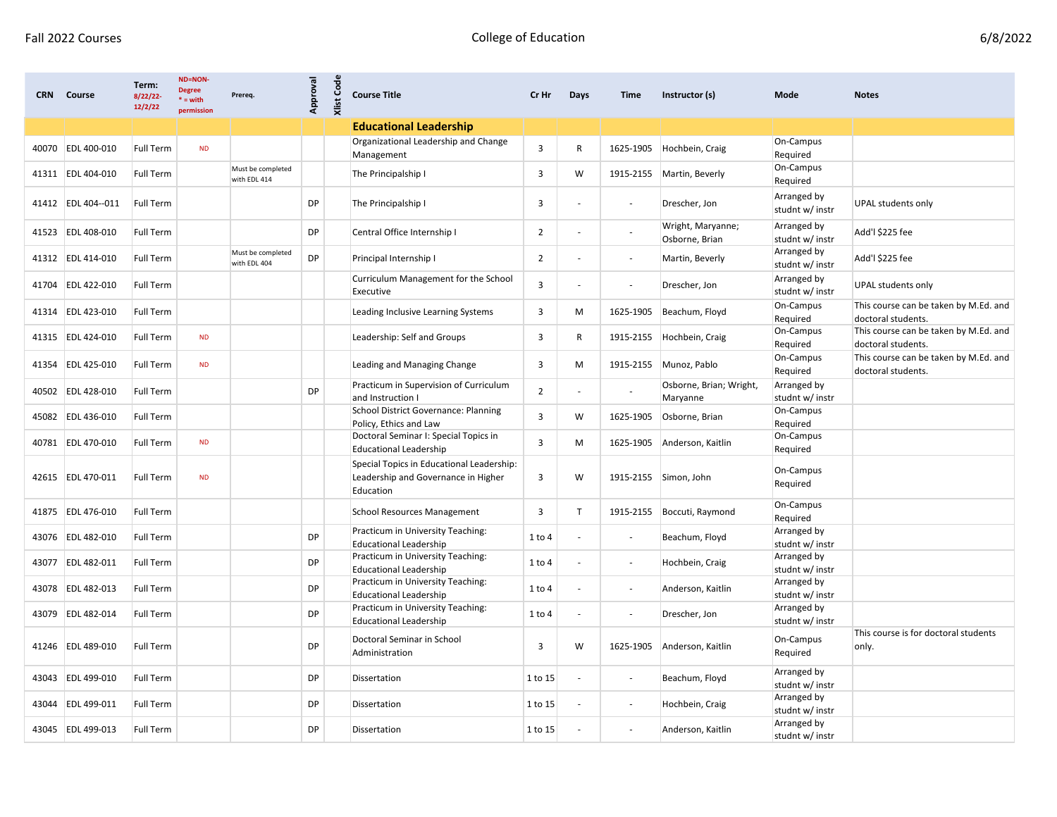Fall 2022 Courses | College of Education | 6/8/2022

| CRN | Course | Term: 8/22/22-12/2/22 | ND=NON-Degree * = with permission | Prereq. | Approval | Xlist Code | Course Title | Cr Hr | Days | Time | Instructor (s) | Mode | Notes |
|---|---|---|---|---|---|---|---|---|---|---|---|---|---|
| | | | | | | | **Educational Leadership** | | | | | | |
| 40070 | EDL 400-010 | Full Term | ND | | | | Organizational Leadership and Change Management | 3 | R | 1625-1905 | Hochbein, Craig | On-Campus Required | |
| 41311 | EDL 404-010 | Full Term | | Must be completed with EDL 414 | | | The Principalship I | 3 | W | 1915-2155 | Martin, Beverly | On-Campus Required | |
| 41412 | EDL 404--011 | Full Term | | | DP | | The Principalship I | 3 | - | - | Drescher, Jon | Arranged by studnt w/ instr | UPAL students only |
| 41523 | EDL 408-010 | Full Term | | | DP | | Central Office Internship I | 2 | - | - | Wright, Maryanne; Osborne, Brian | Arranged by studnt w/ instr | Add'l $225 fee |
| 41312 | EDL 414-010 | Full Term | | Must be completed with EDL 404 | DP | | Principal Internship I | 2 | - | - | Martin, Beverly | Arranged by studnt w/ instr | Add'l $225 fee |
| 41704 | EDL 422-010 | Full Term | | | | | Curriculum Management for the School Executive | 3 | - | - | Drescher, Jon | Arranged by studnt w/ instr | UPAL students only |
| 41314 | EDL 423-010 | Full Term | | | | | Leading Inclusive Learning Systems | 3 | M | 1625-1905 | Beachum, Floyd | On-Campus Required | This course can be taken by M.Ed. and doctoral students. |
| 41315 | EDL 424-010 | Full Term | ND | | | | Leadership: Self and Groups | 3 | R | 1915-2155 | Hochbein, Craig | On-Campus Required | This course can be taken by M.Ed. and doctoral students. |
| 41354 | EDL 425-010 | Full Term | ND | | | | Leading and Managing Change | 3 | M | 1915-2155 | Munoz, Pablo | On-Campus Required | This course can be taken by M.Ed. and doctoral students. |
| 40502 | EDL 428-010 | Full Term | | | DP | | Practicum in Supervision of Curriculum and Instruction I | 2 | - | - | Osborne, Brian; Wright, Maryanne | Arranged by studnt w/ instr | |
| 45082 | EDL 436-010 | Full Term | | | | | School District Governance: Planning Policy, Ethics and Law | 3 | W | 1625-1905 | Osborne, Brian | On-Campus Required | |
| 40781 | EDL 470-010 | Full Term | ND | | | | Doctoral Seminar I: Special Topics in Educational Leadership | 3 | M | 1625-1905 | Anderson, Kaitlin | On-Campus Required | |
| 42615 | EDL 470-011 | Full Term | ND | | | | Special Topics in Educational Leadership: Leadership and Governance in Higher Education | 3 | W | 1915-2155 | Simon, John | On-Campus Required | |
| 41875 | EDL 476-010 | Full Term | | | | | School Resources Management | 3 | T | 1915-2155 | Boccuti, Raymond | On-Campus Required | |
| 43076 | EDL 482-010 | Full Term | | | DP | | Practicum in University Teaching: Educational Leadership | 1 to 4 | - | - | Beachum, Floyd | Arranged by studnt w/ instr | |
| 43077 | EDL 482-011 | Full Term | | | DP | | Practicum in University Teaching: Educational Leadership | 1 to 4 | - | - | Hochbein, Craig | Arranged by studnt w/ instr | |
| 43078 | EDL 482-013 | Full Term | | | DP | | Practicum in University Teaching: Educational Leadership | 1 to 4 | - | - | Anderson, Kaitlin | Arranged by studnt w/ instr | |
| 43079 | EDL 482-014 | Full Term | | | DP | | Practicum in University Teaching: Educational Leadership | 1 to 4 | - | - | Drescher, Jon | Arranged by studnt w/ instr | |
| 41246 | EDL 489-010 | Full Term | | | DP | | Doctoral Seminar in School Administration | 3 | W | 1625-1905 | Anderson, Kaitlin | On-Campus Required | This course is for doctoral students only. |
| 43043 | EDL 499-010 | Full Term | | | DP | | Dissertation | 1 to 15 | - | - | Beachum, Floyd | Arranged by studnt w/ instr | |
| 43044 | EDL 499-011 | Full Term | | | DP | | Dissertation | 1 to 15 | - | - | Hochbein, Craig | Arranged by studnt w/ instr | |
| 43045 | EDL 499-013 | Full Term | | | DP | | Dissertation | 1 to 15 | - | - | Anderson, Kaitlin | Arranged by studnt w/ instr | |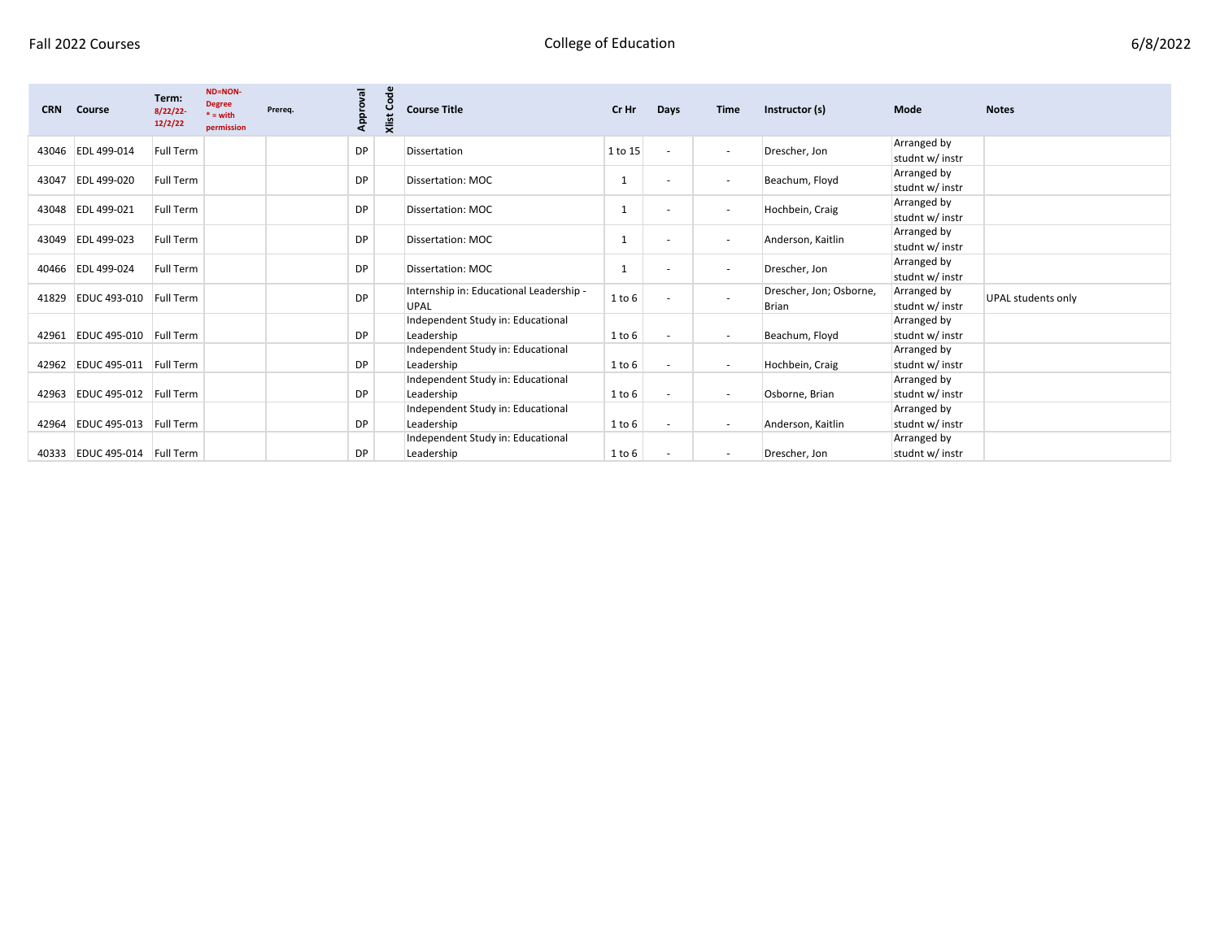| CRN | Course | Term: 8/22/22-12/2/22 | ND=NON-Degree * = with permission | Prereq. | Approval | Xlist Code | Course Title | Cr Hr | Days | Time | Instructor (s) | Mode | Notes |
|---|---|---|---|---|---|---|---|---|---|---|---|---|---|
| 43046 | EDL 499-014 | Full Term | | | DP | | Dissertation | 1 to 15 | - | - | Drescher, Jon | Arranged by studnt w/ instr | |
| 43047 | EDL 499-020 | Full Term | | | DP | | Dissertation: MOC | 1 | - | - | Beachum, Floyd | Arranged by studnt w/ instr | |
| 43048 | EDL 499-021 | Full Term | | | DP | | Dissertation: MOC | 1 | - | - | Hochbein, Craig | Arranged by studnt w/ instr | |
| 43049 | EDL 499-023 | Full Term | | | DP | | Dissertation: MOC | 1 | - | - | Anderson, Kaitlin | Arranged by studnt w/ instr | |
| 40466 | EDL 499-024 | Full Term | | | DP | | Dissertation: MOC | 1 | - | - | Drescher, Jon | Arranged by studnt w/ instr | |
| 41829 | EDUC 493-010 | Full Term | | | DP | | Internship in: Educational Leadership - UPAL | 1 to 6 | - | - | Drescher, Jon; Osborne, Brian | Arranged by studnt w/ instr | UPAL students only |
| 42961 | EDUC 495-010 | Full Term | | | DP | | Independent Study in: Educational Leadership | 1 to 6 | - | - | Beachum, Floyd | Arranged by studnt w/ instr | |
| 42962 | EDUC 495-011 | Full Term | | | DP | | Independent Study in: Educational Leadership | 1 to 6 | - | - | Hochbein, Craig | Arranged by studnt w/ instr | |
| 42963 | EDUC 495-012 | Full Term | | | DP | | Independent Study in: Educational Leadership | 1 to 6 | - | - | Osborne, Brian | Arranged by studnt w/ instr | |
| 42964 | EDUC 495-013 | Full Term | | | DP | | Independent Study in: Educational Leadership | 1 to 6 | - | - | Anderson, Kaitlin | Arranged by studnt w/ instr | |
| 40333 | EDUC 495-014 | Full Term | | | DP | | Independent Study in: Educational Leadership | 1 to 6 | - | - | Drescher, Jon | Arranged by studnt w/ instr | |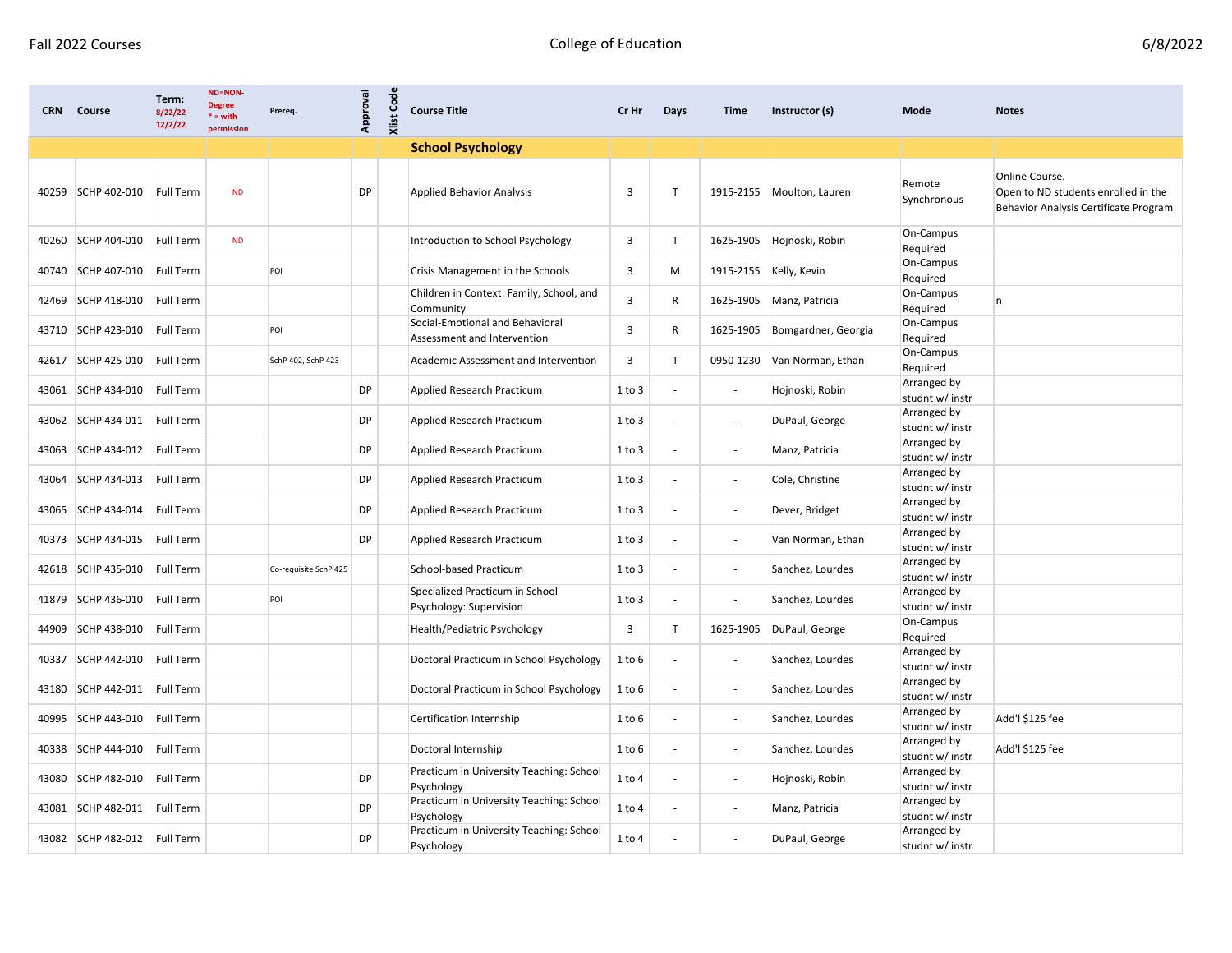| CRN | Course | Term: 8/22/22-12/2/22 | ND=NON-Degree * = with permission | Prereq. | Approval | Xlist Code | Course Title | Cr Hr | Days | Time | Instructor (s) | Mode | Notes |
|---|---|---|---|---|---|---|---|---|---|---|---|---|---|
| | | | | | | | **School Psychology** | | | | | | |
| 40259 | SCHP 402-010 | Full Term | ND | | DP | | Applied Behavior Analysis | 3 | T | 1915-2155 | Moulton, Lauren | Remote Synchronous | Online Course. Open to ND students enrolled in the Behavior Analysis Certificate Program |
| 40260 | SCHP 404-010 | Full Term | ND | | | | Introduction to School Psychology | 3 | T | 1625-1905 | Hojnoski, Robin | On-Campus Required | |
| 40740 | SCHP 407-010 | Full Term | | POI | | | Crisis Management in the Schools | 3 | M | 1915-2155 | Kelly, Kevin | On-Campus Required | |
| 42469 | SCHP 418-010 | Full Term | | | | | Children in Context: Family, School, and Community | 3 | R | 1625-1905 | Manz, Patricia | On-Campus Required | n |
| 43710 | SCHP 423-010 | Full Term | | POI | | | Social-Emotional and Behavioral Assessment and Intervention | 3 | R | 1625-1905 | Bomgardner, Georgia | On-Campus Required | |
| 42617 | SCHP 425-010 | Full Term | | SchP 402, SchP 423 | | | Academic Assessment and Intervention | 3 | T | 0950-1230 | Van Norman, Ethan | On-Campus Required | |
| 43061 | SCHP 434-010 | Full Term | | | DP | | Applied Research Practicum | 1 to 3 | - | - | Hojnoski, Robin | Arranged by studnt w/ instr | |
| 43062 | SCHP 434-011 | Full Term | | | DP | | Applied Research Practicum | 1 to 3 | - | - | DuPaul, George | Arranged by studnt w/ instr | |
| 43063 | SCHP 434-012 | Full Term | | | DP | | Applied Research Practicum | 1 to 3 | - | - | Manz, Patricia | Arranged by studnt w/ instr | |
| 43064 | SCHP 434-013 | Full Term | | | DP | | Applied Research Practicum | 1 to 3 | - | - | Cole, Christine | Arranged by studnt w/ instr | |
| 43065 | SCHP 434-014 | Full Term | | | DP | | Applied Research Practicum | 1 to 3 | - | - | Dever, Bridget | Arranged by studnt w/ instr | |
| 40373 | SCHP 434-015 | Full Term | | | DP | | Applied Research Practicum | 1 to 3 | - | - | Van Norman, Ethan | Arranged by studnt w/ instr | |
| 42618 | SCHP 435-010 | Full Term | | Co-requisite SchP 425 | | | School-based Practicum | 1 to 3 | - | - | Sanchez, Lourdes | Arranged by studnt w/ instr | |
| 41879 | SCHP 436-010 | Full Term | | POI | | | Specialized Practicum in School Psychology: Supervision | 1 to 3 | - | - | Sanchez, Lourdes | Arranged by studnt w/ instr | |
| 44909 | SCHP 438-010 | Full Term | | | | | Health/Pediatric Psychology | 3 | T | 1625-1905 | DuPaul, George | On-Campus Required | |
| 40337 | SCHP 442-010 | Full Term | | | | | Doctoral Practicum in School Psychology | 1 to 6 | - | - | Sanchez, Lourdes | Arranged by studnt w/ instr | |
| 43180 | SCHP 442-011 | Full Term | | | | | Doctoral Practicum in School Psychology | 1 to 6 | - | - | Sanchez, Lourdes | Arranged by studnt w/ instr | |
| 40995 | SCHP 443-010 | Full Term | | | | | Certification Internship | 1 to 6 | - | - | Sanchez, Lourdes | Arranged by studnt w/ instr | Add'l $125 fee |
| 40338 | SCHP 444-010 | Full Term | | | | | Doctoral Internship | 1 to 6 | - | - | Sanchez, Lourdes | Arranged by studnt w/ instr | Add'l $125 fee |
| 43080 | SCHP 482-010 | Full Term | | | DP | | Practicum in University Teaching: School Psychology | 1 to 4 | - | - | Hojnoski, Robin | Arranged by studnt w/ instr | |
| 43081 | SCHP 482-011 | Full Term | | | DP | | Practicum in University Teaching: School Psychology | 1 to 4 | - | - | Manz, Patricia | Arranged by studnt w/ instr | |
| 43082 | SCHP 482-012 | Full Term | | | DP | | Practicum in University Teaching: School Psychology | 1 to 4 | - | - | DuPaul, George | Arranged by studnt w/ instr | |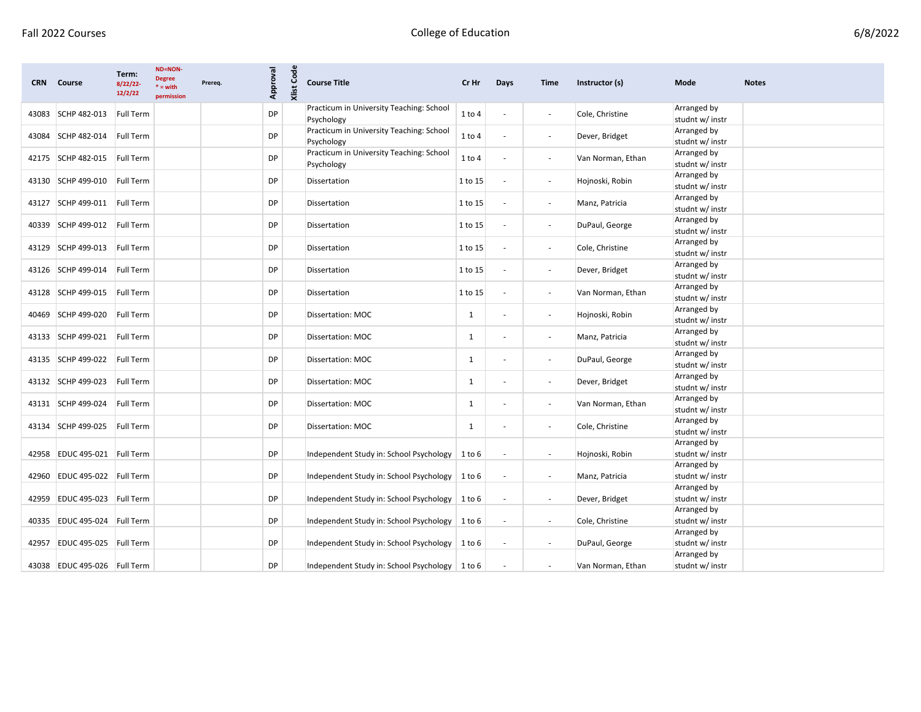| CRN | Course | Term: 8/22/22-12/2/22 | ND=NON-Degree * = with permission | Prereq. | Approval | Xlist Code | Course Title | Cr Hr | Days | Time | Instructor (s) | Mode | Notes |
|---|---|---|---|---|---|---|---|---|---|---|---|---|---|
| 43083 | SCHP 482-013 | Full Term | | | DP | | Practicum in University Teaching: School Psychology | 1 to 4 | - | - | Cole, Christine | Arranged by studnt w/ instr | |
| 43084 | SCHP 482-014 | Full Term | | | DP | | Practicum in University Teaching: School Psychology | 1 to 4 | - | - | Dever, Bridget | Arranged by studnt w/ instr | |
| 42175 | SCHP 482-015 | Full Term | | | DP | | Practicum in University Teaching: School Psychology | 1 to 4 | - | - | Van Norman, Ethan | Arranged by studnt w/ instr | |
| 43130 | SCHP 499-010 | Full Term | | | DP | | Dissertation | 1 to 15 | - | - | Hojnoski, Robin | Arranged by studnt w/ instr | |
| 43127 | SCHP 499-011 | Full Term | | | DP | | Dissertation | 1 to 15 | - | - | Manz, Patricia | Arranged by studnt w/ instr | |
| 40339 | SCHP 499-012 | Full Term | | | DP | | Dissertation | 1 to 15 | - | - | DuPaul, George | Arranged by studnt w/ instr | |
| 43129 | SCHP 499-013 | Full Term | | | DP | | Dissertation | 1 to 15 | - | - | Cole, Christine | Arranged by studnt w/ instr | |
| 43126 | SCHP 499-014 | Full Term | | | DP | | Dissertation | 1 to 15 | - | - | Dever, Bridget | Arranged by studnt w/ instr | |
| 43128 | SCHP 499-015 | Full Term | | | DP | | Dissertation | 1 to 15 | - | - | Van Norman, Ethan | Arranged by studnt w/ instr | |
| 40469 | SCHP 499-020 | Full Term | | | DP | | Dissertation: MOC | 1 | - | - | Hojnoski, Robin | Arranged by studnt w/ instr | |
| 43133 | SCHP 499-021 | Full Term | | | DP | | Dissertation: MOC | 1 | - | - | Manz, Patricia | Arranged by studnt w/ instr | |
| 43135 | SCHP 499-022 | Full Term | | | DP | | Dissertation: MOC | 1 | - | - | DuPaul, George | Arranged by studnt w/ instr | |
| 43132 | SCHP 499-023 | Full Term | | | DP | | Dissertation: MOC | 1 | - | - | Dever, Bridget | Arranged by studnt w/ instr | |
| 43131 | SCHP 499-024 | Full Term | | | DP | | Dissertation: MOC | 1 | - | - | Van Norman, Ethan | Arranged by studnt w/ instr | |
| 43134 | SCHP 499-025 | Full Term | | | DP | | Dissertation: MOC | 1 | - | - | Cole, Christine | Arranged by studnt w/ instr | |
| 42958 | EDUC 495-021 | Full Term | | | DP | | Independent Study in: School Psychology | 1 to 6 | - | - | Hojnoski, Robin | Arranged by studnt w/ instr | |
| 42960 | EDUC 495-022 | Full Term | | | DP | | Independent Study in: School Psychology | 1 to 6 | - | - | Manz, Patricia | Arranged by studnt w/ instr | |
| 42959 | EDUC 495-023 | Full Term | | | DP | | Independent Study in: School Psychology | 1 to 6 | - | - | Dever, Bridget | Arranged by studnt w/ instr | |
| 40335 | EDUC 495-024 | Full Term | | | DP | | Independent Study in: School Psychology | 1 to 6 | - | - | Cole, Christine | Arranged by studnt w/ instr | |
| 42957 | EDUC 495-025 | Full Term | | | DP | | Independent Study in: School Psychology | 1 to 6 | - | - | DuPaul, George | Arranged by studnt w/ instr | |
| 43038 | EDUC 495-026 | Full Term | | | DP | | Independent Study in: School Psychology | 1 to 6 | - | - | Van Norman, Ethan | Arranged by studnt w/ instr | |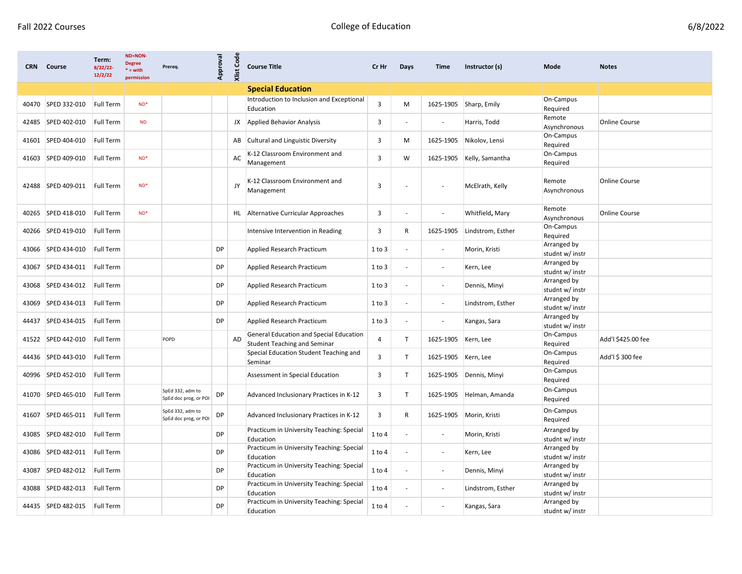| CRN | Course | Term: 8/22/22-12/2/22 | ND=NON-Degree * = with permission | Prereq. | Approval | Xlist Code | Course Title | Cr Hr | Days | Time | Instructor (s) | Mode | Notes |
|---|---|---|---|---|---|---|---|---|---|---|---|---|---|
| | | | | | | | **Special Education** | | | | | | |
| 40470 | SPED 332-010 | Full Term | ND* | | | | Introduction to Inclusion and Exceptional Education | 3 | M | 1625-1905 | Sharp, Emily | On-Campus Required | |
| 42485 | SPED 402-010 | Full Term | ND | | | JX | Applied Behavior Analysis | 3 | - | - | Harris, Todd | Remote Asynchronous | Online Course |
| 41601 | SPED 404-010 | Full Term | | | | AB | Cultural and Linguistic Diversity | 3 | M | 1625-1905 | Nikolov, Lensi | On-Campus Required | |
| 41603 | SPED 409-010 | Full Term | ND* | | | AC | K-12 Classroom Environment and Management | 3 | W | 1625-1905 | Kelly, Samantha | On-Campus Required | |
| 42488 | SPED 409-011 | Full Term | ND* | | | JY | K-12 Classroom Environment and Management | 3 | - | - | McElrath, Kelly | Remote Asynchronous | Online Course |
| 40265 | SPED 418-010 | Full Term | ND* | | | HL | Alternative Curricular Approaches | 3 | - | - | Whitfield, Mary | Remote Asynchronous | Online Course |
| 40266 | SPED 419-010 | Full Term | | | | | Intensive Intervention in Reading | 3 | R | 1625-1905 | Lindstrom, Esther | On-Campus Required | |
| 43066 | SPED 434-010 | Full Term | | | DP | | Applied Research Practicum | 1 to 3 | - | - | Morin, Kristi | Arranged by studnt w/ instr | |
| 43067 | SPED 434-011 | Full Term | | | DP | | Applied Research Practicum | 1 to 3 | - | - | Kern, Lee | Arranged by studnt w/ instr | |
| 43068 | SPED 434-012 | Full Term | | | DP | | Applied Research Practicum | 1 to 3 | - | - | Dennis, Minyi | Arranged by studnt w/ instr | |
| 43069 | SPED 434-013 | Full Term | | | DP | | Applied Research Practicum | 1 to 3 | - | - | Lindstrom, Esther | Arranged by studnt w/ instr | |
| 44437 | SPED 434-015 | Full Term | | | DP | | Applied Research Practicum | 1 to 3 | - | - | Kangas, Sara | Arranged by studnt w/ instr | |
| 41522 | SPED 442-010 | Full Term | | POPD | | AD | General Education and Special Education Student Teaching and Seminar | 4 | T | 1625-1905 | Kern, Lee | On-Campus Required | Add'l $425.00 fee |
| 44436 | SPED 443-010 | Full Term | | | | | Special Education Student Teaching and Seminar | 3 | T | 1625-1905 | Kern, Lee | On-Campus Required | Add'l $ 300 fee |
| 40996 | SPED 452-010 | Full Term | | | | | Assessment in Special Education | 3 | T | 1625-1905 | Dennis, Minyi | On-Campus Required | |
| 41070 | SPED 465-010 | Full Term | | SpEd 332, adm to SpEd doc prog, or POI | DP | | Advanced Inclusionary Practices in K-12 | 3 | T | 1625-1905 | Helman, Amanda | On-Campus Required | |
| 41607 | SPED 465-011 | Full Term | | SpEd 332, adm to SpEd doc prog, or POI | DP | | Advanced Inclusionary Practices in K-12 | 3 | R | 1625-1905 | Morin, Kristi | On-Campus Required | |
| 43085 | SPED 482-010 | Full Term | | | DP | | Practicum in University Teaching: Special Education | 1 to 4 | - | - | Morin, Kristi | Arranged by studnt w/ instr | |
| 43086 | SPED 482-011 | Full Term | | | DP | | Practicum in University Teaching: Special Education | 1 to 4 | - | - | Kern, Lee | Arranged by studnt w/ instr | |
| 43087 | SPED 482-012 | Full Term | | | DP | | Practicum in University Teaching: Special Education | 1 to 4 | - | - | Dennis, Minyi | Arranged by studnt w/ instr | |
| 43088 | SPED 482-013 | Full Term | | | DP | | Practicum in University Teaching: Special Education | 1 to 4 | - | - | Lindstrom, Esther | Arranged by studnt w/ instr | |
| 44435 | SPED 482-015 | Full Term | | | DP | | Practicum in University Teaching: Special Education | 1 to 4 | - | - | Kangas, Sara | Arranged by studnt w/ instr | |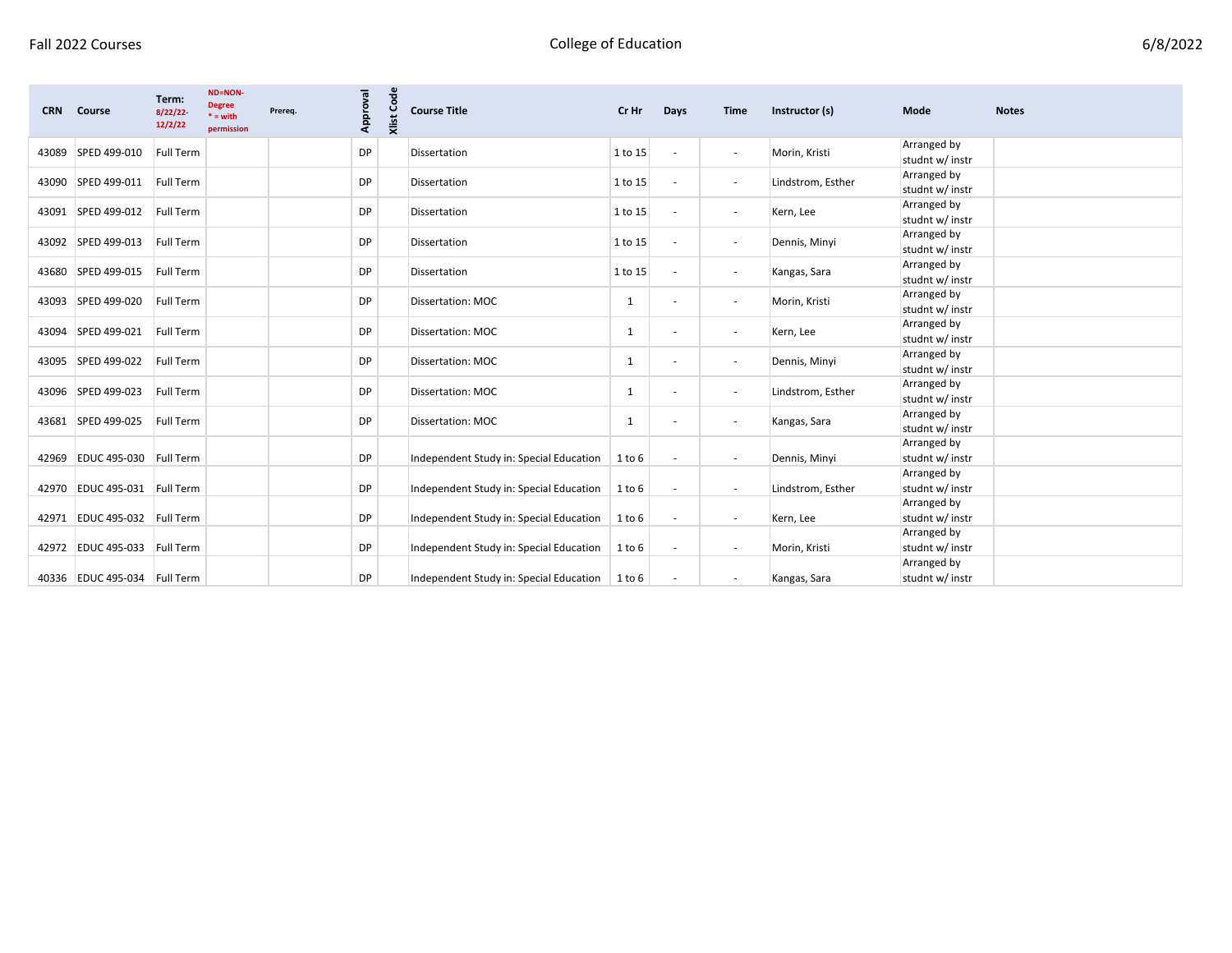| CRN | Course | Term: 8/22/22-12/2/22 | ND=NON-Degree * = with permission | Prereq. | Approval | Xlist Code | Course Title | Cr Hr | Days | Time | Instructor (s) | Mode | Notes |
|---|---|---|---|---|---|---|---|---|---|---|---|---|---|
| 43089 | SPED 499-010 | Full Term | | | DP | | Dissertation | 1 to 15 | - | - | Morin, Kristi | Arranged by studnt w/ instr | |
| 43090 | SPED 499-011 | Full Term | | | DP | | Dissertation | 1 to 15 | - | - | Lindstrom, Esther | Arranged by studnt w/ instr | |
| 43091 | SPED 499-012 | Full Term | | | DP | | Dissertation | 1 to 15 | - | - | Kern, Lee | Arranged by studnt w/ instr | |
| 43092 | SPED 499-013 | Full Term | | | DP | | Dissertation | 1 to 15 | - | - | Dennis, Minyi | Arranged by studnt w/ instr | |
| 43680 | SPED 499-015 | Full Term | | | DP | | Dissertation | 1 to 15 | - | - | Kangas, Sara | Arranged by studnt w/ instr | |
| 43093 | SPED 499-020 | Full Term | | | DP | | Dissertation: MOC | 1 | - | - | Morin, Kristi | Arranged by studnt w/ instr | |
| 43094 | SPED 499-021 | Full Term | | | DP | | Dissertation: MOC | 1 | - | - | Kern, Lee | Arranged by studnt w/ instr | |
| 43095 | SPED 499-022 | Full Term | | | DP | | Dissertation: MOC | 1 | - | - | Dennis, Minyi | Arranged by studnt w/ instr | |
| 43096 | SPED 499-023 | Full Term | | | DP | | Dissertation: MOC | 1 | - | - | Lindstrom, Esther | Arranged by studnt w/ instr | |
| 43681 | SPED 499-025 | Full Term | | | DP | | Dissertation: MOC | 1 | - | - | Kangas, Sara | Arranged by studnt w/ instr | |
| 42969 | EDUC 495-030 | Full Term | | | DP | | Independent Study in: Special Education | 1 to 6 | - | - | Dennis, Minyi | Arranged by studnt w/ instr | |
| 42970 | EDUC 495-031 | Full Term | | | DP | | Independent Study in: Special Education | 1 to 6 | - | - | Lindstrom, Esther | Arranged by studnt w/ instr | |
| 42971 | EDUC 495-032 | Full Term | | | DP | | Independent Study in: Special Education | 1 to 6 | - | - | Kern, Lee | Arranged by studnt w/ instr | |
| 42972 | EDUC 495-033 | Full Term | | | DP | | Independent Study in: Special Education | 1 to 6 | - | - | Morin, Kristi | Arranged by studnt w/ instr | |
| 40336 | EDUC 495-034 | Full Term | | | DP | | Independent Study in: Special Education | 1 to 6 | - | - | Kangas, Sara | Arranged by studnt w/ instr | |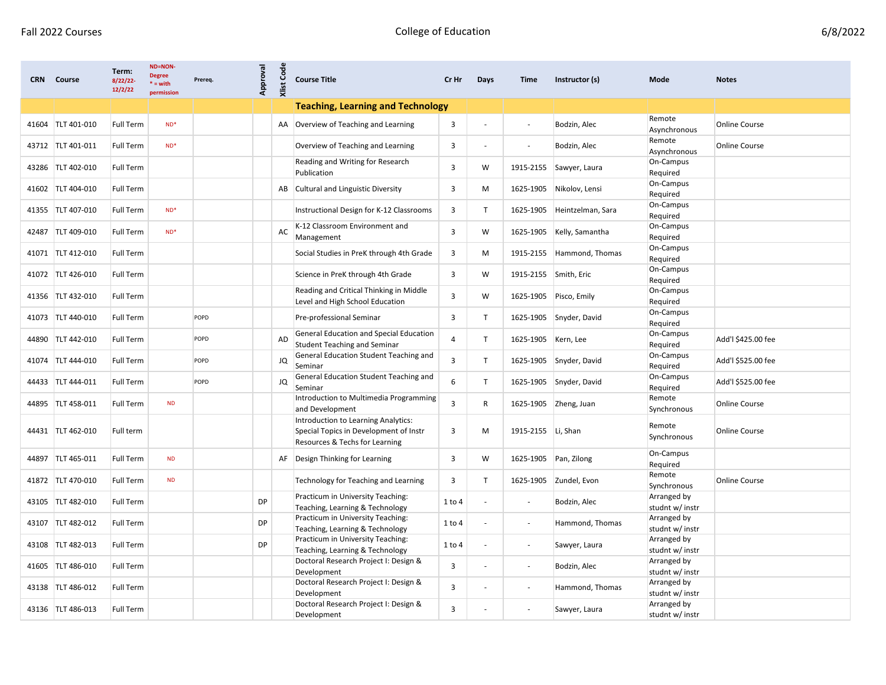Fall 2022 Courses — College of Education — 6/8/2022

| CRN | Course | Term: 8/22/22-12/2/22 | ND=NON-Degree * = with permission | Prereq. | Approval | Xlist Code | Course Title | Cr Hr | Days | Time | Instructor (s) | Mode | Notes |
|---|---|---|---|---|---|---|---|---|---|---|---|---|---|
| | | | | | | | **Teaching, Learning and Technology** | | | | | | |
| 41604 | TLT 401-010 | Full Term | ND* | | | AA | Overview of Teaching and Learning | 3 | - | - | Bodzin, Alec | Remote Asynchronous | Online Course |
| 43712 | TLT 401-011 | Full Term | ND* | | | | Overview of Teaching and Learning | 3 | - | - | Bodzin, Alec | Remote Asynchronous | Online Course |
| 43286 | TLT 402-010 | Full Term | | | | | Reading and Writing for Research Publication | 3 | W | 1915-2155 | Sawyer, Laura | On-Campus Required | |
| 41602 | TLT 404-010 | Full Term | | | | AB | Cultural and Linguistic Diversity | 3 | M | 1625-1905 | Nikolov, Lensi | On-Campus Required | |
| 41355 | TLT 407-010 | Full Term | ND* | | | | Instructional Design for K-12 Classrooms | 3 | T | 1625-1905 | Heintzelman, Sara | On-Campus Required | |
| 42487 | TLT 409-010 | Full Term | ND* | | | AC | K-12 Classroom Environment and Management | 3 | W | 1625-1905 | Kelly, Samantha | On-Campus Required | |
| 41071 | TLT 412-010 | Full Term | | | | | Social Studies in PreK through 4th Grade | 3 | M | 1915-2155 | Hammond, Thomas | On-Campus Required | |
| 41072 | TLT 426-010 | Full Term | | | | | Science in PreK through 4th Grade | 3 | W | 1915-2155 | Smith, Eric | On-Campus Required | |
| 41356 | TLT 432-010 | Full Term | | | | | Reading and Critical Thinking in Middle Level and High School Education | 3 | W | 1625-1905 | Pisco, Emily | On-Campus Required | |
| 41073 | TLT 440-010 | Full Term | | POPD | | | Pre-professional Seminar | 3 | T | 1625-1905 | Snyder, David | On-Campus Required | |
| 44890 | TLT 442-010 | Full Term | | POPD | | AD | General Education and Special Education Student Teaching and Seminar | 4 | T | 1625-1905 | Kern, Lee | On-Campus Required | Add'l $425.00 fee |
| 41074 | TLT 444-010 | Full Term | | POPD | | JQ | General Education Student Teaching and Seminar | 3 | T | 1625-1905 | Snyder, David | On-Campus Required | Add'l $525.00 fee |
| 44433 | TLT 444-011 | Full Term | | POPD | | JQ | General Education Student Teaching and Seminar | 6 | T | 1625-1905 | Snyder, David | On-Campus Required | Add'l $525.00 fee |
| 44895 | TLT 458-011 | Full Term | ND | | | | Introduction to Multimedia Programming and Development | 3 | R | 1625-1905 | Zheng, Juan | Remote Synchronous | Online Course |
| 44431 | TLT 462-010 | Full term | | | | | Introduction to Learning Analytics: Special Topics in Development of Instr Resources & Techs for Learning | 3 | M | 1915-2155 | Li, Shan | Remote Synchronous | Online Course |
| 44897 | TLT 465-011 | Full Term | ND | | | AF | Design Thinking for Learning | 3 | W | 1625-1905 | Pan, Zilong | On-Campus Required | |
| 41872 | TLT 470-010 | Full Term | ND | | | | Technology for Teaching and Learning | 3 | T | 1625-1905 | Zundel, Evon | Remote Synchronous | Online Course |
| 43105 | TLT 482-010 | Full Term | | | DP | | Practicum in University Teaching: Teaching, Learning & Technology | 1 to 4 | - | - | Bodzin, Alec | Arranged by studnt w/ instr | |
| 43107 | TLT 482-012 | Full Term | | | DP | | Practicum in University Teaching: Teaching, Learning & Technology | 1 to 4 | - | - | Hammond, Thomas | Arranged by studnt w/ instr | |
| 43108 | TLT 482-013 | Full Term | | | DP | | Practicum in University Teaching: Teaching, Learning & Technology | 1 to 4 | - | - | Sawyer, Laura | Arranged by studnt w/ instr | |
| 41605 | TLT 486-010 | Full Term | | | | | Doctoral Research Project I: Design & Development | 3 | - | - | Bodzin, Alec | Arranged by studnt w/ instr | |
| 43138 | TLT 486-012 | Full Term | | | | | Doctoral Research Project I: Design & Development | 3 | - | - | Hammond, Thomas | Arranged by studnt w/ instr | |
| 43136 | TLT 486-013 | Full Term | | | | | Doctoral Research Project I: Design & Development | 3 | - | - | Sawyer, Laura | Arranged by studnt w/ instr | |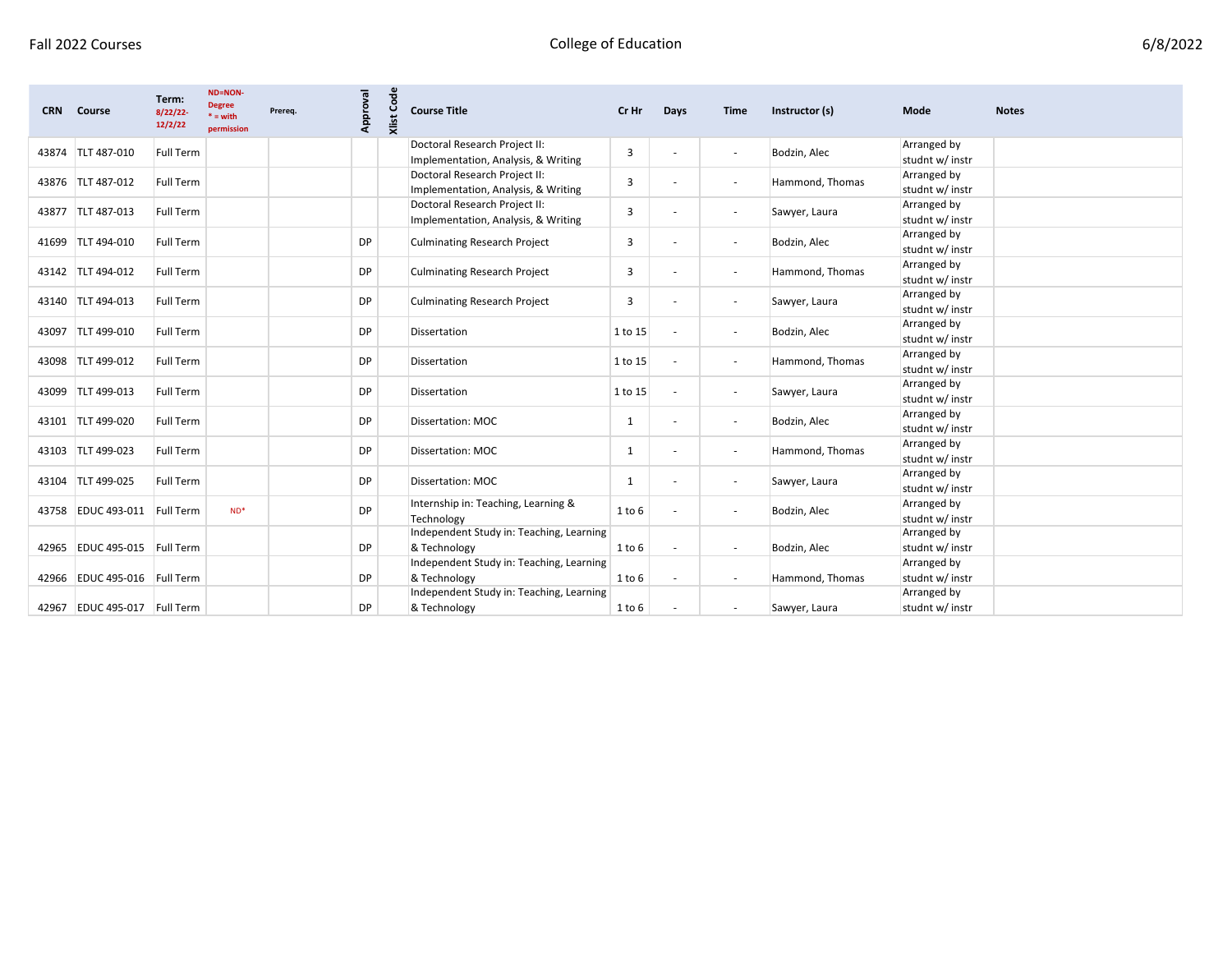| CRN | Course | Term: 8/22/22-12/2/22 | ND=NON-Degree * = with permission | Prereq. | Approval | Xlist Code | Course Title | Cr Hr | Days | Time | Instructor (s) | Mode | Notes |
|---|---|---|---|---|---|---|---|---|---|---|---|---|---|
| 43874 | TLT 487-010 | Full Term | | | | | Doctoral Research Project II: Implementation, Analysis, & Writing | 3 | - | - | Bodzin, Alec | Arranged by studnt w/ instr | |
| 43876 | TLT 487-012 | Full Term | | | | | Doctoral Research Project II: Implementation, Analysis, & Writing | 3 | - | - | Hammond, Thomas | Arranged by studnt w/ instr | |
| 43877 | TLT 487-013 | Full Term | | | | | Doctoral Research Project II: Implementation, Analysis, & Writing | 3 | - | - | Sawyer, Laura | Arranged by studnt w/ instr | |
| 41699 | TLT 494-010 | Full Term | | | DP | | Culminating Research Project | 3 | - | - | Bodzin, Alec | Arranged by studnt w/ instr | |
| 43142 | TLT 494-012 | Full Term | | | DP | | Culminating Research Project | 3 | - | - | Hammond, Thomas | Arranged by studnt w/ instr | |
| 43140 | TLT 494-013 | Full Term | | | DP | | Culminating Research Project | 3 | - | - | Sawyer, Laura | Arranged by studnt w/ instr | |
| 43097 | TLT 499-010 | Full Term | | | DP | | Dissertation | 1 to 15 | - | - | Bodzin, Alec | Arranged by studnt w/ instr | |
| 43098 | TLT 499-012 | Full Term | | | DP | | Dissertation | 1 to 15 | - | - | Hammond, Thomas | Arranged by studnt w/ instr | |
| 43099 | TLT 499-013 | Full Term | | | DP | | Dissertation | 1 to 15 | - | - | Sawyer, Laura | Arranged by studnt w/ instr | |
| 43101 | TLT 499-020 | Full Term | | | DP | | Dissertation: MOC | 1 | - | - | Bodzin, Alec | Arranged by studnt w/ instr | |
| 43103 | TLT 499-023 | Full Term | | | DP | | Dissertation: MOC | 1 | - | - | Hammond, Thomas | Arranged by studnt w/ instr | |
| 43104 | TLT 499-025 | Full Term | | | DP | | Dissertation: MOC | 1 | - | - | Sawyer, Laura | Arranged by studnt w/ instr | |
| 43758 | EDUC 493-011 | Full Term | ND* | | DP | | Internship in: Teaching, Learning & Technology | 1 to 6 | - | - | Bodzin, Alec | Arranged by studnt w/ instr | |
| 42965 | EDUC 495-015 | Full Term | | | DP | | Independent Study in: Teaching, Learning & Technology | 1 to 6 | - | - | Bodzin, Alec | Arranged by studnt w/ instr | |
| 42966 | EDUC 495-016 | Full Term | | | DP | | Independent Study in: Teaching, Learning & Technology | 1 to 6 | - | - | Hammond, Thomas | Arranged by studnt w/ instr | |
| 42967 | EDUC 495-017 | Full Term | | | DP | | Independent Study in: Teaching, Learning & Technology | 1 to 6 | - | - | Sawyer, Laura | Arranged by studnt w/ instr | |